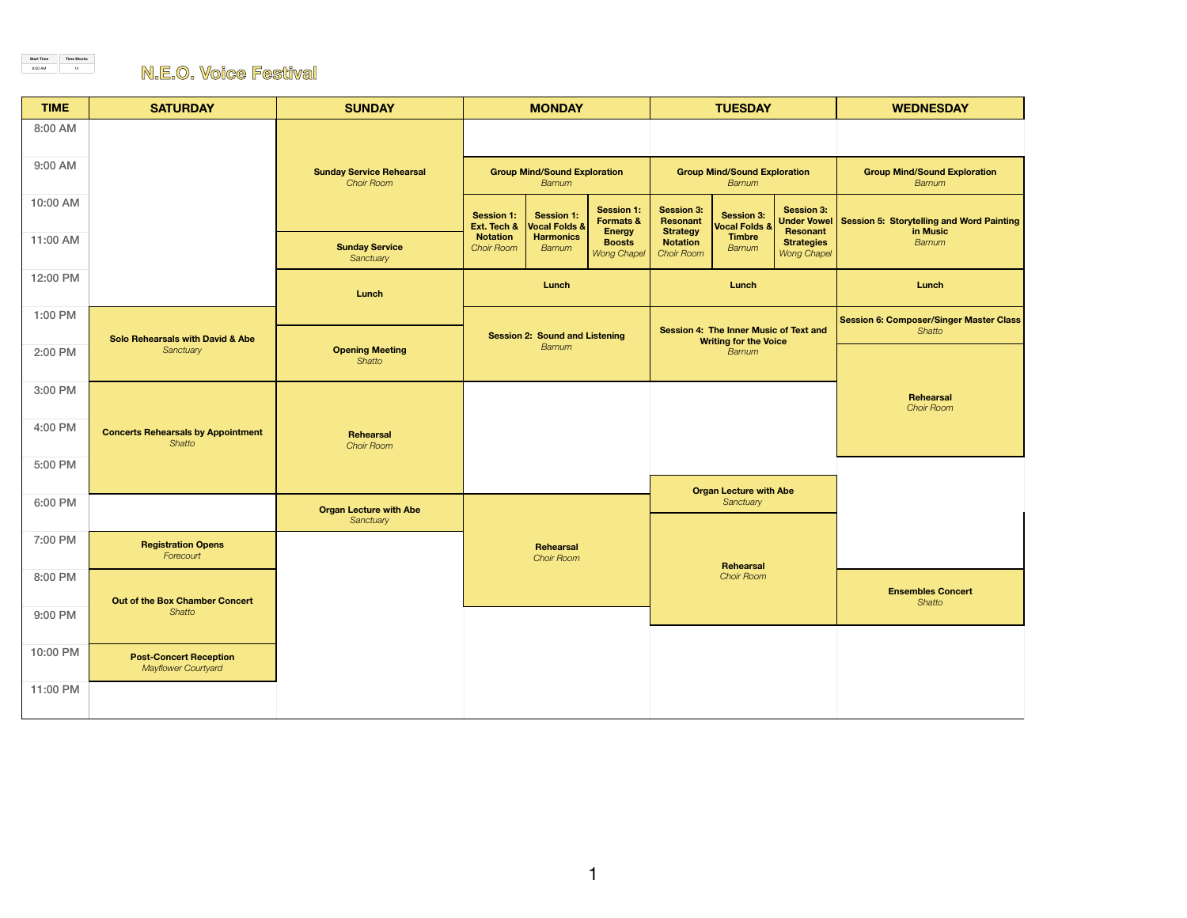| Start Time | Time Blocks |
|---|---|
| 8:00 AM | 15 |

# N.E.O. Voice Festival

| TIME | SATURDAY | SUNDAY | MONDAY | TUESDAY | WEDNESDAY |
|---|---|---|---|---|---|
| 8:00 AM | | | | | |
| 9:00 AM | | **Sunday Service Rehearsal** *Choir Room* | **Group Mind/Sound Exploration** *Barnum* | **Group Mind/Sound Exploration** *Barnum* | **Group Mind/Sound Exploration** *Barnum* |
| 10:00 AM | | | **Session 1: Ext. Tech & Notation** *Choir Room* / **Session 1: Vocal Folds & Harmonics** *Barnum* / **Session 1: Formats & Energy Boosts** *Wong Chapel* | **Session 3: Resonant Strategy Notation** *Choir Room* / **Session 3: Vocal Folds & Timbre** *Barnum* / **Session 3: Under Vowel Resonant Strategies** *Wong Chapel* | **Session 5: Storytelling and Word Painting in Music** *Barnum* |
| 11:00 AM | | **Sunday Service** *Sanctuary* | | | |
| 12:00 PM | | **Lunch** | **Lunch** | **Lunch** | **Lunch** |
| 1:00 PM | **Solo Rehearsals with David & Abe** *Sanctuary* | | **Session 2: Sound and Listening** *Barnum* | **Session 4: The Inner Music of Text and Writing for the Voice** *Barnum* | **Session 6: Composer/Singer Master Class** *Shatto* |
| 2:00 PM | | **Opening Meeting** *Shatto* | | | **Rehearsal** *Choir Room* |
| 3:00 PM | **Concerts Rehearsals by Appointment** *Shatto* | **Rehearsal** *Choir Room* | | | |
| 4:00 PM | | | | | |
| 5:00 PM | | | | **Organ Lecture with Abe** *Sanctuary* | |
| 6:00 PM | | **Organ Lecture with Abe** *Sanctuary* | **Rehearsal** *Choir Room* | **Rehearsal** *Choir Room* | |
| 7:00 PM | **Registration Opens** *Forecourt* | | | | |
| 8:00 PM | **Out of the Box Chamber Concert** *Shatto* | | | | **Ensembles Concert** *Shatto* |
| 9:00 PM | | | | | |
| 10:00 PM | **Post-Concert Reception** *Mayflower Courtyard* | | | | |
| 11:00 PM | | | | | |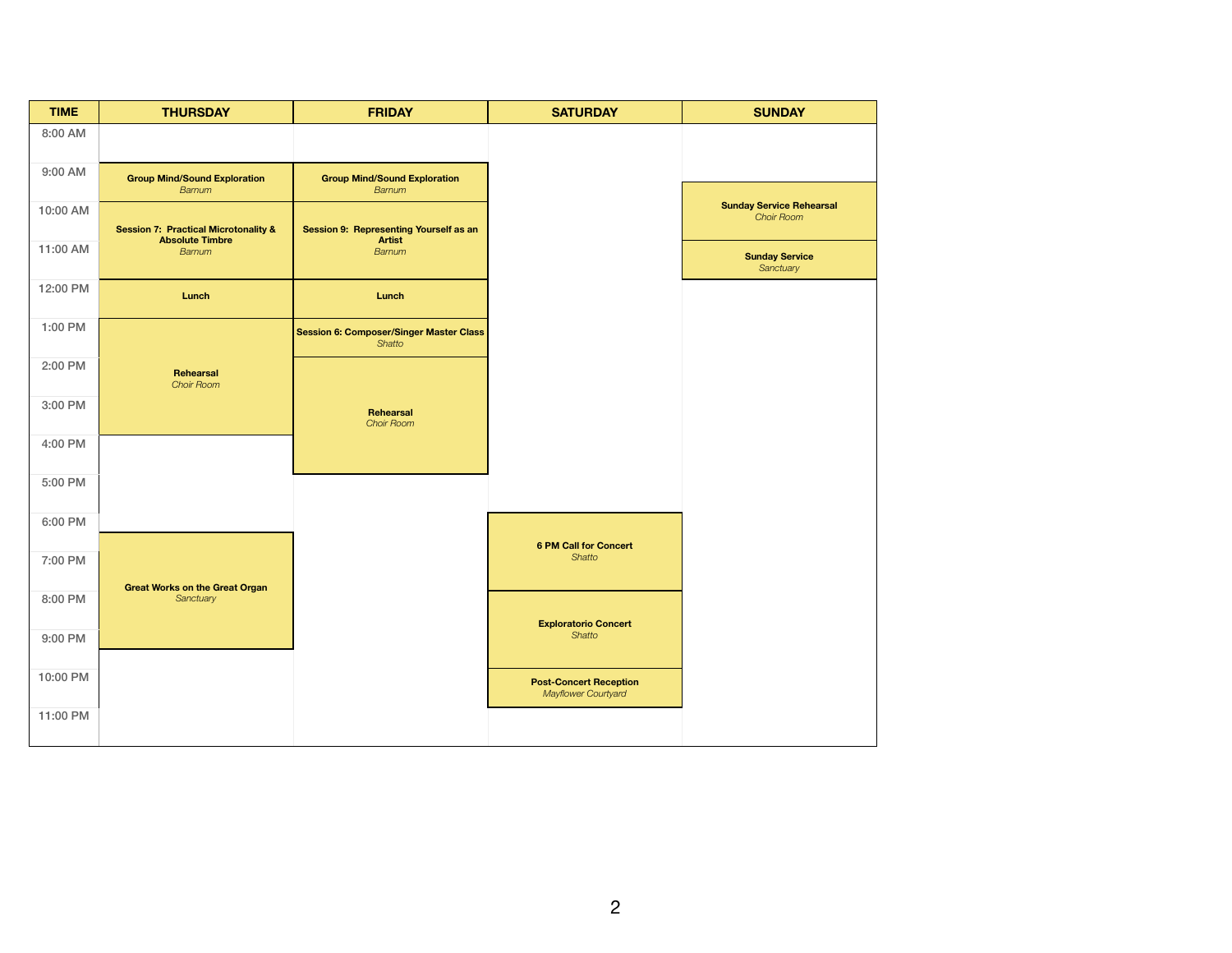| TIME | THURSDAY | FRIDAY | SATURDAY | SUNDAY |
|---|---|---|---|---|
| 8:00 AM | | | | |
| 9:00 AM | **Group Mind/Sound Exploration** *Barnum* | **Group Mind/Sound Exploration** *Barnum* | | **Sunday Service Rehearsal** *Choir Room* |
| 10:00 AM | **Session 7: Practical Microtonality & Absolute Timbre** *Barnum* | **Session 9: Representing Yourself as an Artist** *Barnum* | | |
| 11:00 AM | | | | **Sunday Service** *Sanctuary* |
| 12:00 PM | **Lunch** | **Lunch** | | |
| 1:00 PM | **Rehearsal** *Choir Room* | **Session 6: Composer/Singer Master Class** *Shatto* | | |
| 2:00 PM | | **Rehearsal** *Choir Room* | | |
| 3:00 PM | | | | |
| 4:00 PM | | | | |
| 5:00 PM | | | | |
| 6:00 PM | **Great Works on the Great Organ** *Sanctuary* | | **6 PM Call for Concert** *Shatto* | |
| 7:00 PM | | | | |
| 8:00 PM | | | **Exploratorio Concert** *Shatto* | |
| 9:00 PM | | | | |
| 10:00 PM | | | **Post-Concert Reception** *Mayflower Courtyard* | |
| 11:00 PM | | | | |